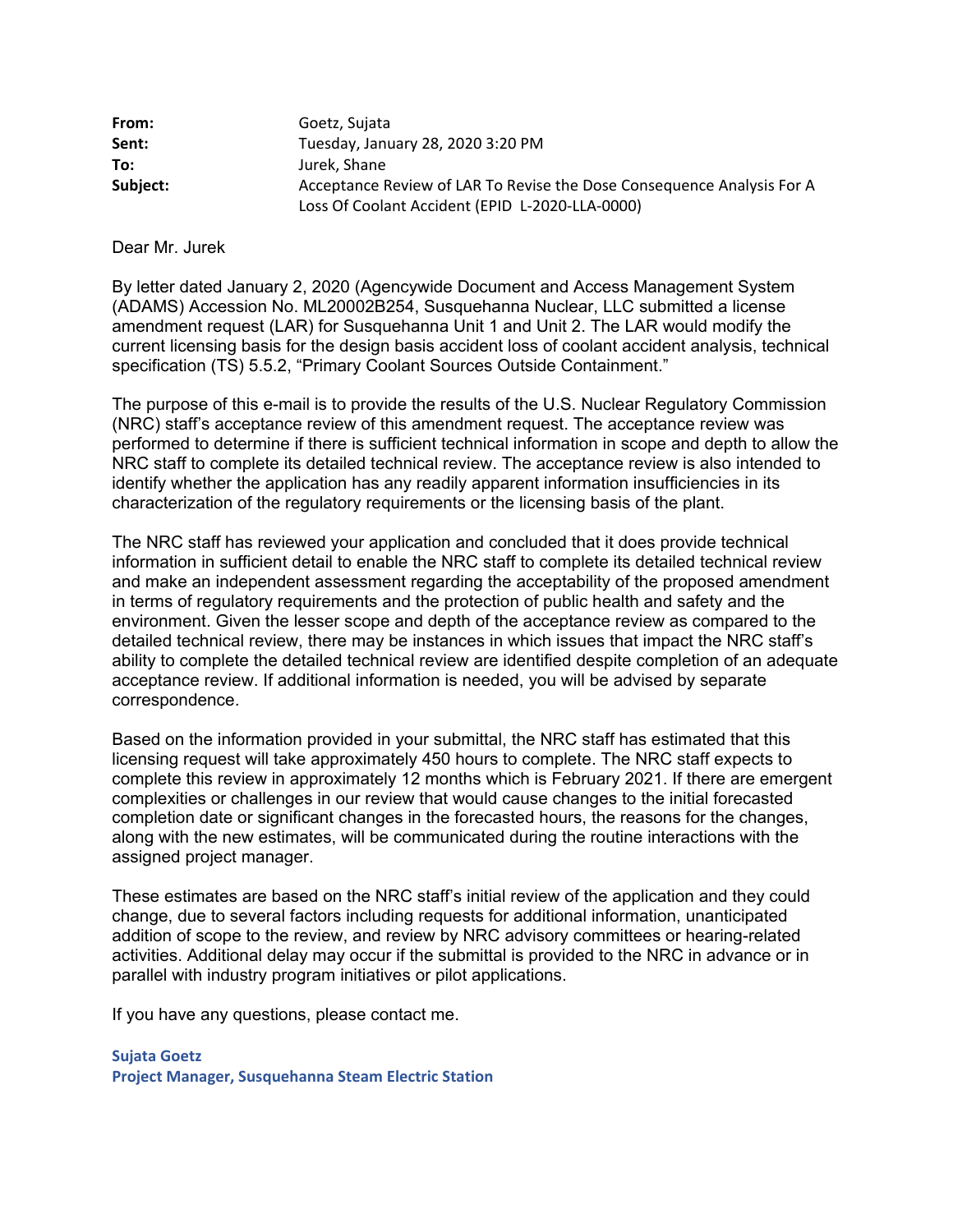| | |
|---|---|
| **From:** | Goetz, Sujata |
| **Sent:** | Tuesday, January 28, 2020 3:20 PM |
| **To:** | Jurek, Shane |
| **Subject:** | Acceptance Review of LAR To Revise the Dose Consequence Analysis For A Loss Of Coolant Accident (EPID L-2020-LLA-0000) |

Dear Mr. Jurek

By letter dated January 2, 2020 (Agencywide Document and Access Management System (ADAMS) Accession No. ML20002B254, Susquehanna Nuclear, LLC submitted a license amendment request (LAR) for Susquehanna Unit 1 and Unit 2. The LAR would modify the current licensing basis for the design basis accident loss of coolant accident analysis, technical specification (TS) 5.5.2, "Primary Coolant Sources Outside Containment."

The purpose of this e-mail is to provide the results of the U.S. Nuclear Regulatory Commission (NRC) staff's acceptance review of this amendment request. The acceptance review was performed to determine if there is sufficient technical information in scope and depth to allow the NRC staff to complete its detailed technical review. The acceptance review is also intended to identify whether the application has any readily apparent information insufficiencies in its characterization of the regulatory requirements or the licensing basis of the plant.

The NRC staff has reviewed your application and concluded that it does provide technical information in sufficient detail to enable the NRC staff to complete its detailed technical review and make an independent assessment regarding the acceptability of the proposed amendment in terms of regulatory requirements and the protection of public health and safety and the environment. Given the lesser scope and depth of the acceptance review as compared to the detailed technical review, there may be instances in which issues that impact the NRC staff's ability to complete the detailed technical review are identified despite completion of an adequate acceptance review. If additional information is needed, you will be advised by separate correspondence.

Based on the information provided in your submittal, the NRC staff has estimated that this licensing request will take approximately 450 hours to complete. The NRC staff expects to complete this review in approximately 12 months which is February 2021. If there are emergent complexities or challenges in our review that would cause changes to the initial forecasted completion date or significant changes in the forecasted hours, the reasons for the changes, along with the new estimates, will be communicated during the routine interactions with the assigned project manager.

These estimates are based on the NRC staff's initial review of the application and they could change, due to several factors including requests for additional information, unanticipated addition of scope to the review, and review by NRC advisory committees or hearing-related activities. Additional delay may occur if the submittal is provided to the NRC in advance or in parallel with industry program initiatives or pilot applications.

If you have any questions, please contact me.

**Sujata Goetz**
**Project Manager, Susquehanna Steam Electric Station**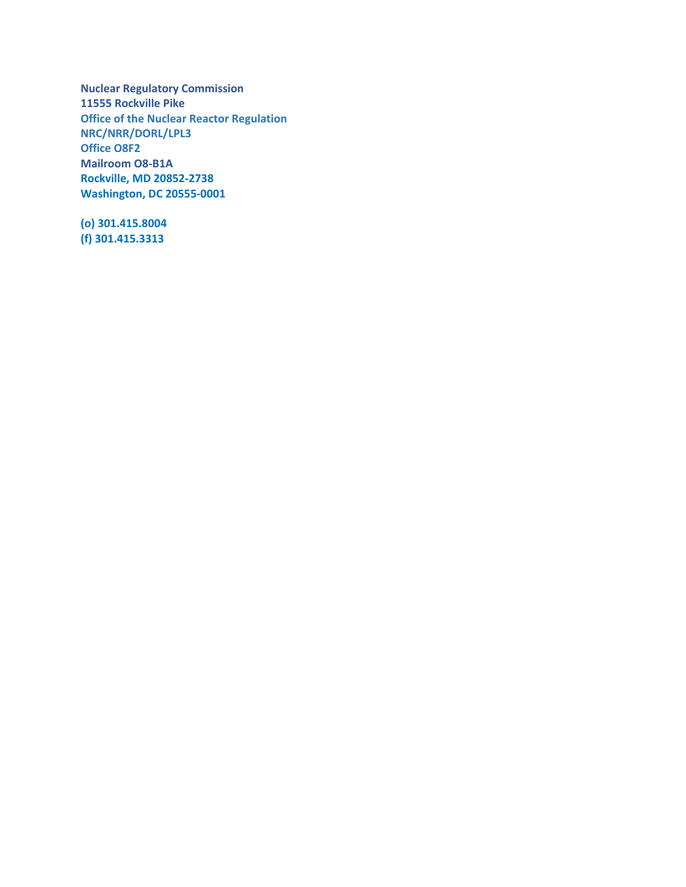**Nuclear Regulatory Commission**
**11555 Rockville Pike**
**Office of the Nuclear Reactor Regulation**
**NRC/NRR/DORL/LPL3**
**Office O8F2**
**Mailroom O8-B1A**
**Rockville, MD 20852-2738**
**Washington, DC 20555-0001**

**(o) 301.415.8004**
**(f) 301.415.3313**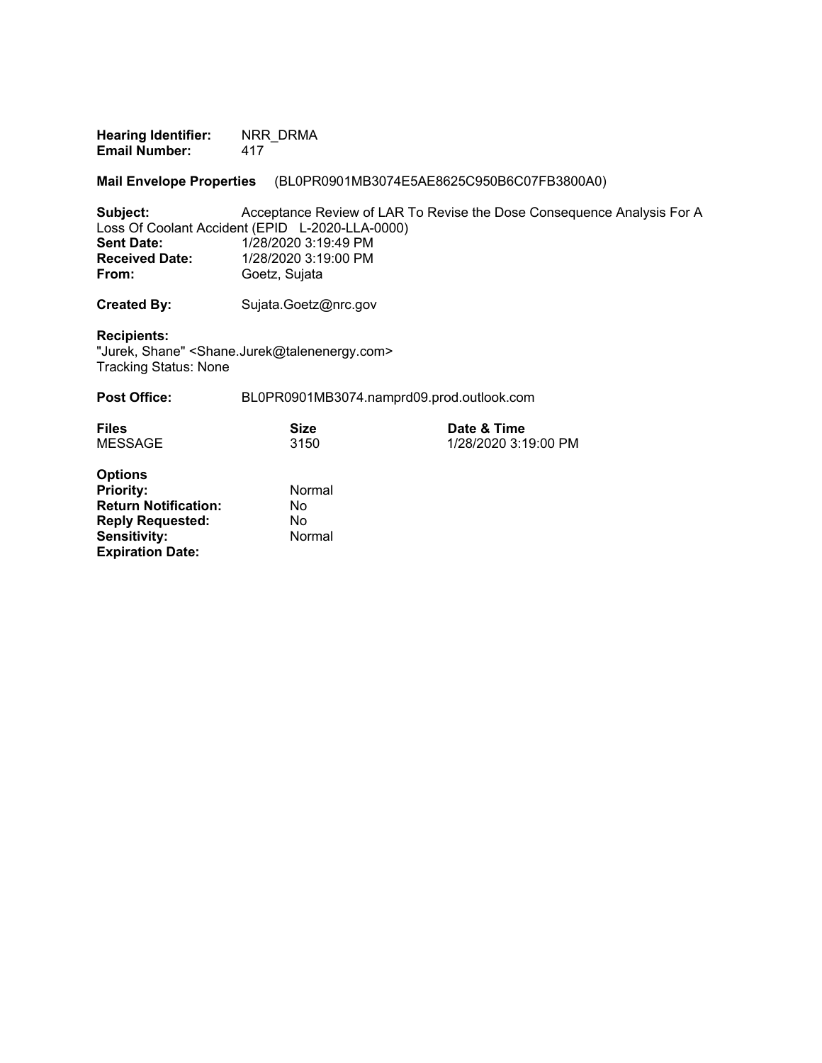**Hearing Identifier:** NRR_DRMA
**Email Number:** 417

**Mail Envelope Properties** (BL0PR0901MB3074E5AE8625C950B6C07FB3800A0)

**Subject:** Acceptance Review of LAR To Revise the Dose Consequence Analysis For A Loss Of Coolant Accident (EPID L-2020-LLA-0000)
**Sent Date:** 1/28/2020 3:19:49 PM
**Received Date:** 1/28/2020 3:19:00 PM
**From:** Goetz, Sujata

**Created By:** Sujata.Goetz@nrc.gov

**Recipients:**
"Jurek, Shane" <Shane.Jurek@talenenergy.com>
Tracking Status: None

**Post Office:** BL0PR0901MB3074.namprd09.prod.outlook.com

| **Files** | **Size** | **Date & Time** |
| --- | --- | --- |
| MESSAGE | 3150 | 1/28/2020 3:19:00 PM |

**Options**
**Priority:** Normal
**Return Notification:** No
**Reply Requested:** No
**Sensitivity:** Normal
**Expiration Date:**